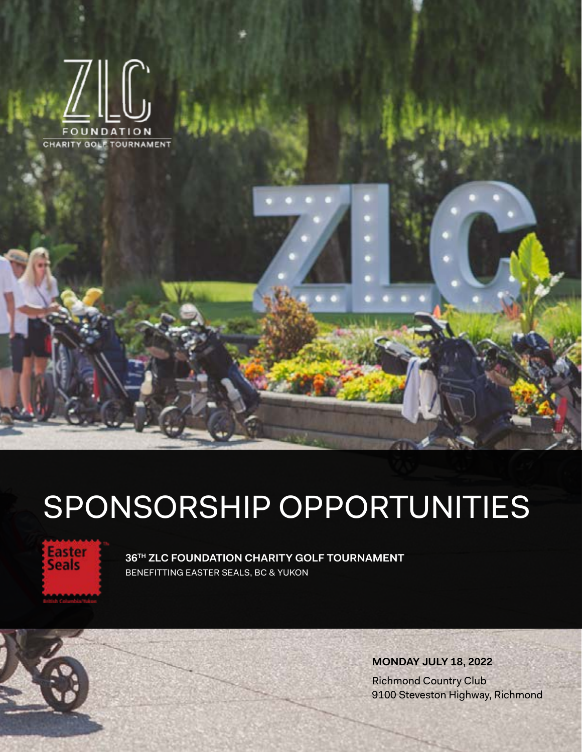ZLC

FOUNDATION

CHARITY GOLF TOURNAMENT

# SPONSORSHIP OPPORTUNITIES

Easter Seals

British Columbia/Yukon

**36TH ZLC FOUNDATION CHARITY GOLF TOURNAMENT**

BENEFITTING EASTER SEALS, BC & YUKON

**MONDAY JULY 18, 2022**

Richmond Country Club
9100 Steveston Highway, Richmond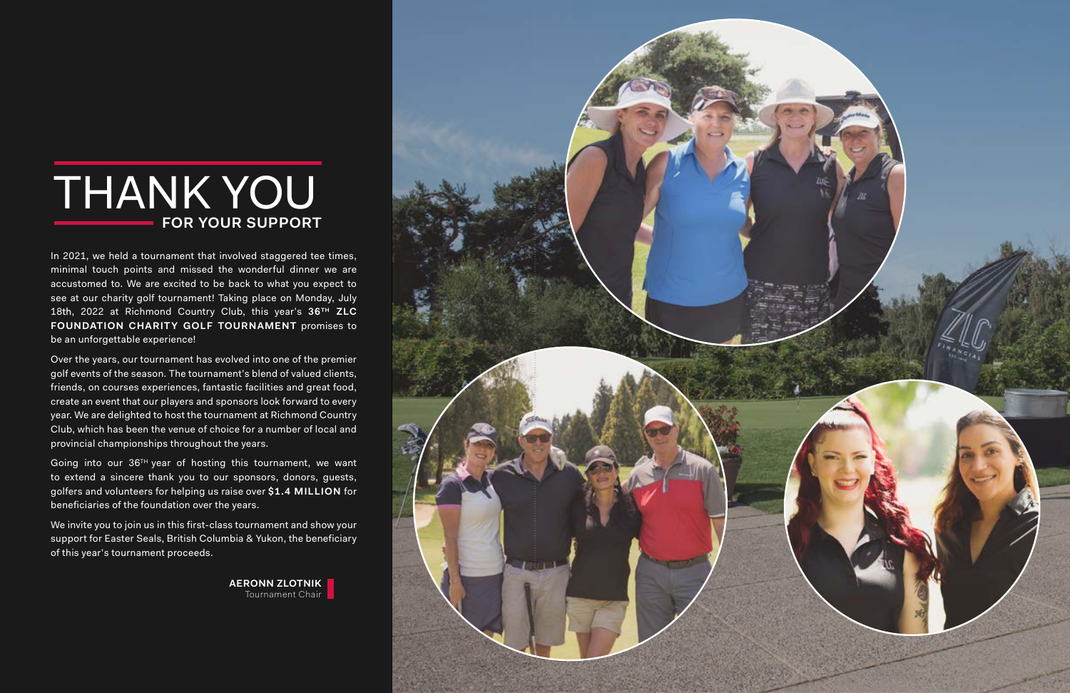# THANK YOU
## FOR YOUR SUPPORT

In 2021, we held a tournament that involved staggered tee times, minimal touch points and missed the wonderful dinner we are accustomed to. We are excited to be back to what you expect to see at our charity golf tournament! Taking place on Monday, July 18th, 2022 at Richmond Country Club, this year's **36TH ZLC FOUNDATION CHARITY GOLF TOURNAMENT** promises to be an unforgettable experience!

Over the years, our tournament has evolved into one of the premier golf events of the season. The tournament's blend of valued clients, friends, on courses experiences, fantastic facilities and great food, create an event that our players and sponsors look forward to every year. We are delighted to host the tournament at Richmond Country Club, which has been the venue of choice for a number of local and provincial championships throughout the years.

Going into our 36TH year of hosting this tournament, we want to extend a sincere thank you to our sponsors, donors, guests, golfers and volunteers for helping us raise over **$1.4 MILLION** for beneficiaries of the foundation over the years.

We invite you to join us in this first-class tournament and show your support for Easter Seals, British Columbia & Yukon, the beneficiary of this year's tournament proceeds.

**AERONN ZLOTNIK**
Tournament Chair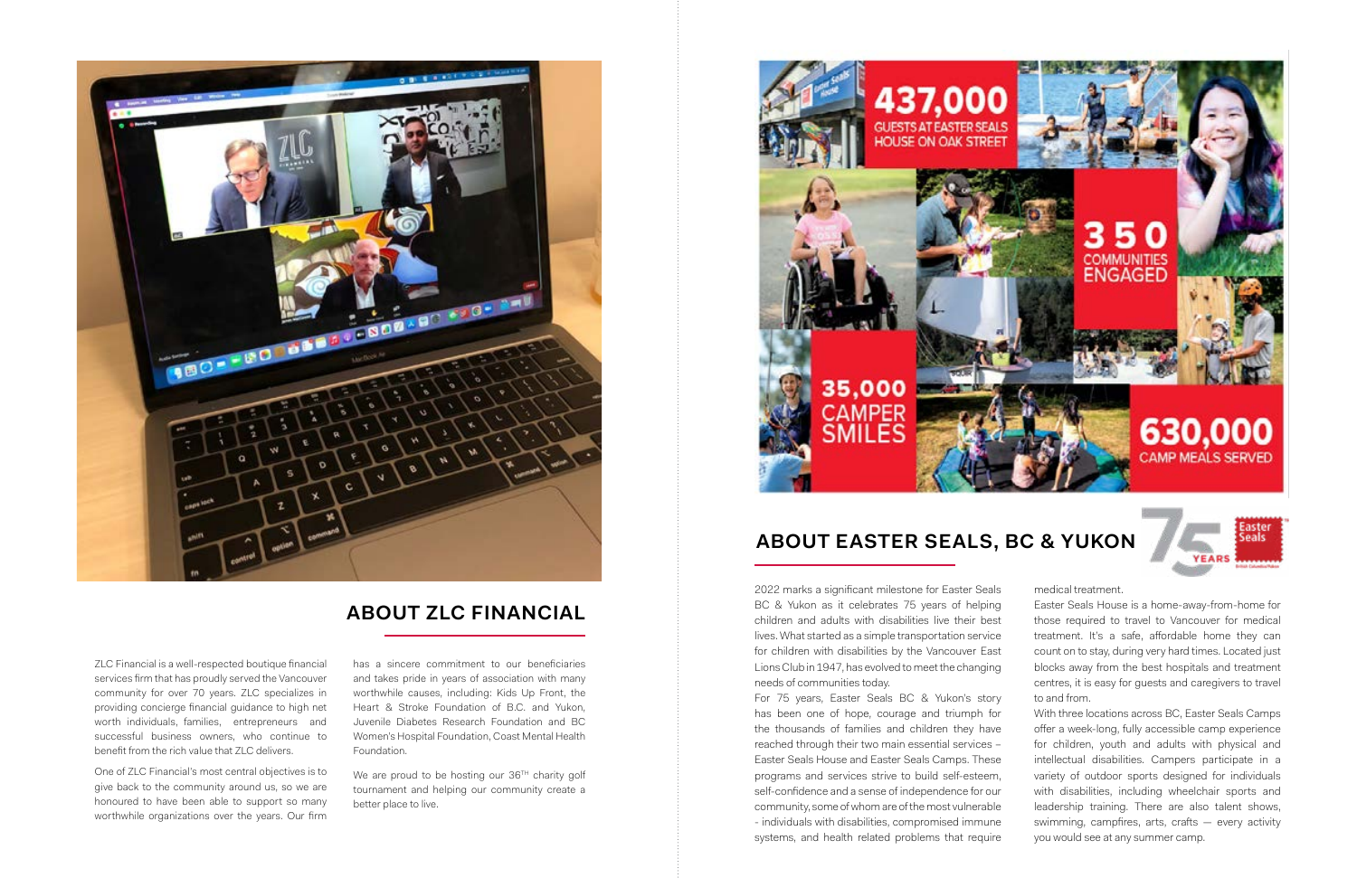## ABOUT ZLC FINANCIAL

ZLC Financial is a well-respected boutique financial services firm that has proudly served the Vancouver community for over 70 years. ZLC specializes in providing concierge financial guidance to high net worth individuals, families, entrepreneurs and successful business owners, who continue to benefit from the rich value that ZLC delivers.

One of ZLC Financial's most central objectives is to give back to the community around us, so we are honoured to have been able to support so many worthwhile organizations over the years. Our firm has a sincere commitment to our beneficiaries and takes pride in years of association with many worthwhile causes, including: Kids Up Front, the Heart & Stroke Foundation of B.C. and Yukon, Juvenile Diabetes Research Foundation and BC Women's Hospital Foundation, Coast Mental Health Foundation.

We are proud to be hosting our 36TH charity golf tournament and helping our community create a better place to live.

437,000 GUESTS AT EASTER SEALS HOUSE ON OAK STREET

350 COMMUNITIES ENGAGED

35,000 CAMPER SMILES

630,000 CAMP MEALS SERVED

## ABOUT EASTER SEALS, BC & YUKON

2022 marks a significant milestone for Easter Seals BC & Yukon as it celebrates 75 years of helping children and adults with disabilities live their best lives. What started as a simple transportation service for children with disabilities by the Vancouver East Lions Club in 1947, has evolved to meet the changing needs of communities today.

For 75 years, Easter Seals BC & Yukon's story has been one of hope, courage and triumph for the thousands of families and children they have reached through their two main essential services – Easter Seals House and Easter Seals Camps. These programs and services strive to build self-esteem, self-confidence and a sense of independence for our community, some of whom are of the most vulnerable - individuals with disabilities, compromised immune systems, and health related problems that require medical treatment.

Easter Seals House is a home-away-from-home for those required to travel to Vancouver for medical treatment. It's a safe, affordable home they can count on to stay, during very hard times. Located just blocks away from the best hospitals and treatment centres, it is easy for guests and caregivers to travel to and from.

With three locations across BC, Easter Seals Camps offer a week-long, fully accessible camp experience for children, youth and adults with physical and intellectual disabilities. Campers participate in a variety of outdoor sports designed for individuals with disabilities, including wheelchair sports and leadership training. There are also talent shows, swimming, campfires, arts, crafts — every activity you would see at any summer camp.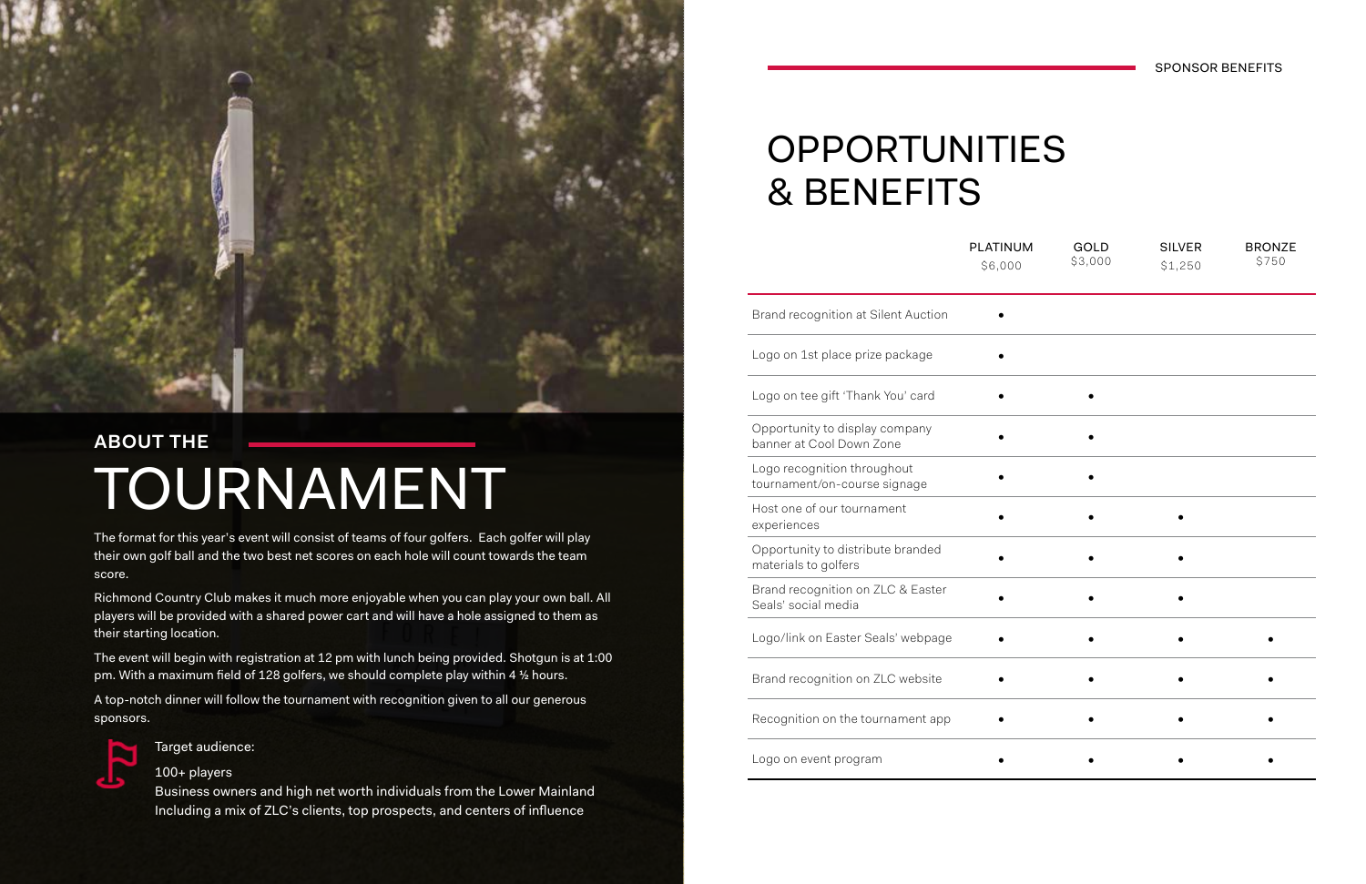## ABOUT THE

# TOURNAMENT

The format for this year's event will consist of teams of four golfers. Each golfer will play their own golf ball and the two best net scores on each hole will count towards the team score.

Richmond Country Club makes it much more enjoyable when you can play your own ball. All players will be provided with a shared power cart and will have a hole assigned to them as their starting location.

The event will begin with registration at 12 pm with lunch being provided. Shotgun is at 1:00 pm. With a maximum field of 128 golfers, we should complete play within 4 ½ hours.

A top-notch dinner will follow the tournament with recognition given to all our generous sponsors.

Target audience:

100+ players
Business owners and high net worth individuals from the Lower Mainland
Including a mix of ZLC's clients, top prospects, and centers of influence

SPONSOR BENEFITS

# OPPORTUNITIES & BENEFITS

| | PLATINUM $6,000 | GOLD $3,000 | SILVER $1,250 | BRONZE $750 |
|---|---|---|---|---|
| Brand recognition at Silent Auction | • | | | |
| Logo on 1st place prize package | • | | | |
| Logo on tee gift 'Thank You' card | • | • | | |
| Opportunity to display company banner at Cool Down Zone | • | • | | |
| Logo recognition throughout tournament/on-course signage | • | • | | |
| Host one of our tournament experiences | • | • | • | |
| Opportunity to distribute branded materials to golfers | • | • | • | |
| Brand recognition on ZLC & Easter Seals' social media | • | • | • | |
| Logo/link on Easter Seals' webpage | • | • | • | • |
| Brand recognition on ZLC website | • | • | • | • |
| Recognition on the tournament app | • | • | • | • |
| Logo on event program | • | • | • | • |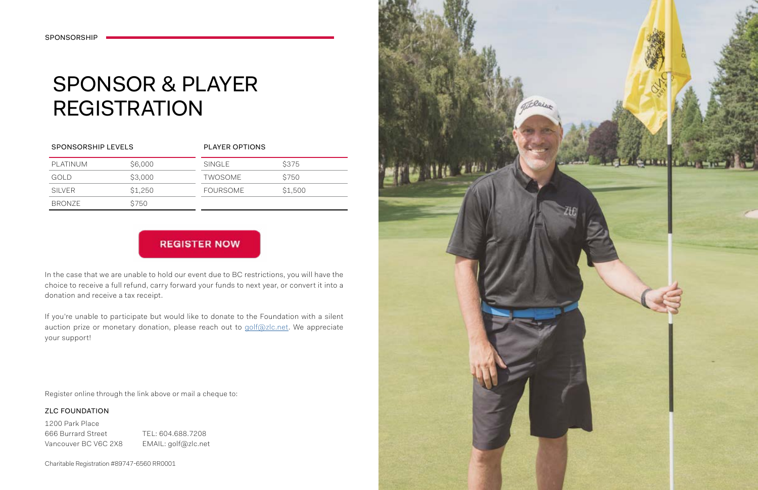SPONSORSHIP

# SPONSOR & PLAYER REGISTRATION

| SPONSORSHIP LEVELS | |
|---|---|
| PLATINUM | $6,000 |
| GOLD | $3,000 |
| SILVER | $1,250 |
| BRONZE | $750 |

| PLAYER OPTIONS | |
|---|---|
| SINGLE | $375 |
| TWOSOME | $750 |
| FOURSOME | $1,500 |

**REGISTER NOW**

In the case that we are unable to hold our event due to BC restrictions, you will have the choice to receive a full refund, carry forward your funds to next year, or convert it into a donation and receive a tax receipt.

If you're unable to participate but would like to donate to the Foundation with a silent auction prize or monetary donation, please reach out to golf@zlc.net. We appreciate your support!

Register online through the link above or mail a cheque to:

ZLC FOUNDATION

1200 Park Place
666 Burrard Street
Vancouver BC V6C 2X8

TEL: 604.688.7208
EMAIL: golf@zlc.net

Charitable Registration #89747-6560 RR0001